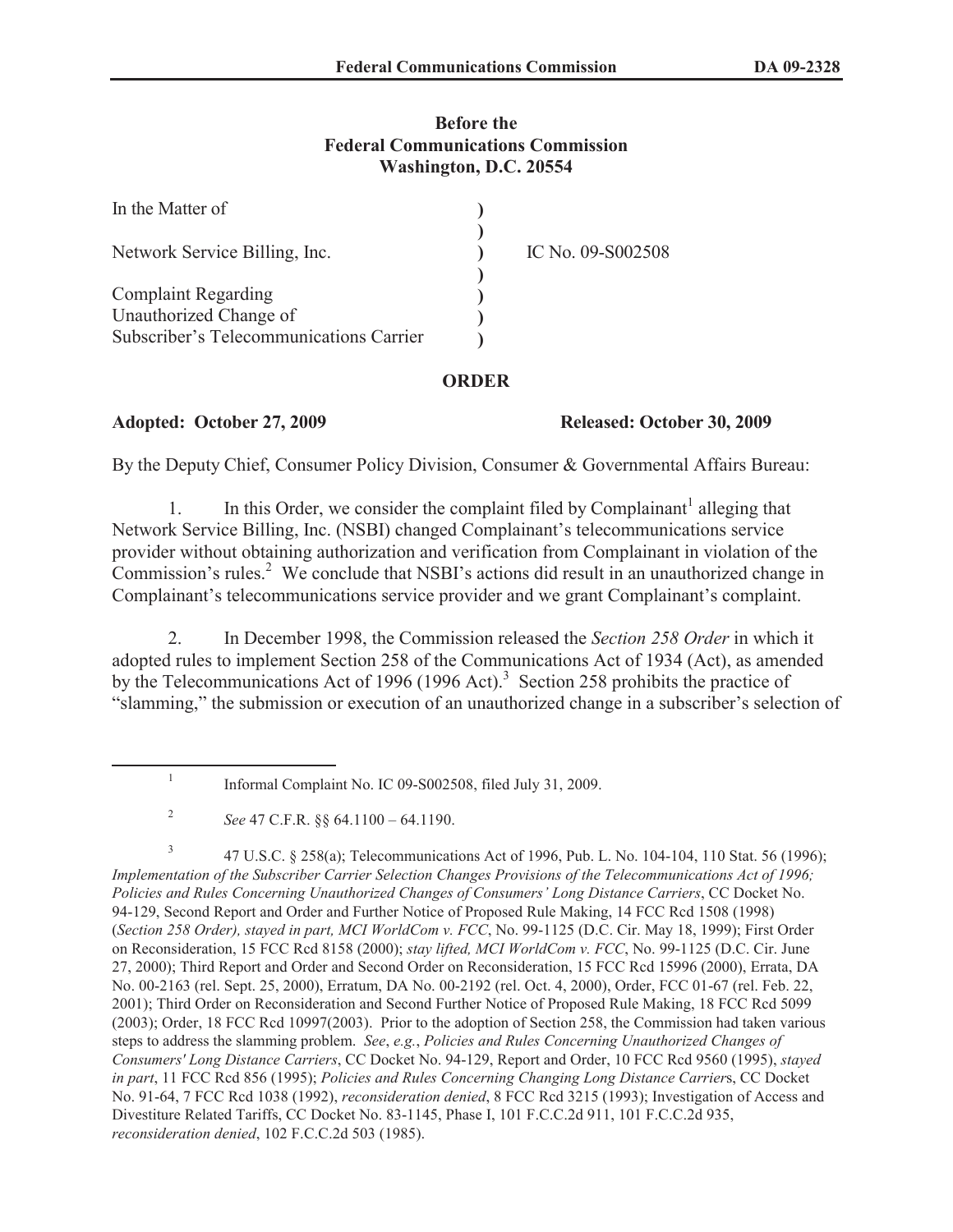**Before the**
**Federal Communications Commission**
**Washington, D.C. 20554**

| | | |
|---|---|---|
| In the Matter of | ) | |
| | ) | |
| Network Service Billing, Inc. | ) | IC No. 09-S002508 |
| | ) | |
| Complaint Regarding | ) | |
| Unauthorized Change of | ) | |
| Subscriber's Telecommunications Carrier | ) | |

**ORDER**

**Adopted: October 27, 2009** **Released: October 30, 2009**

By the Deputy Chief, Consumer Policy Division, Consumer & Governmental Affairs Bureau:

1. In this Order, we consider the complaint filed by Complainant[1] alleging that Network Service Billing, Inc. (NSBI) changed Complainant's telecommunications service provider without obtaining authorization and verification from Complainant in violation of the Commission's rules.[2] We conclude that NSBI's actions did result in an unauthorized change in Complainant's telecommunications service provider and we grant Complainant's complaint.

2. In December 1998, the Commission released the *Section 258 Order* in which it adopted rules to implement Section 258 of the Communications Act of 1934 (Act), as amended by the Telecommunications Act of 1996 (1996 Act).[3] Section 258 prohibits the practice of "slamming," the submission or execution of an unauthorized change in a subscriber's selection of

---

[1] Informal Complaint No. IC 09-S002508, filed July 31, 2009.

[2] *See* 47 C.F.R. §§ 64.1100 – 64.1190.

[3] 47 U.S.C. § 258(a); Telecommunications Act of 1996, Pub. L. No. 104-104, 110 Stat. 56 (1996); *Implementation of the Subscriber Carrier Selection Changes Provisions of the Telecommunications Act of 1996; Policies and Rules Concerning Unauthorized Changes of Consumers' Long Distance Carriers*, CC Docket No. 94-129, Second Report and Order and Further Notice of Proposed Rule Making, 14 FCC Rcd 1508 (1998) (*Section 258 Order), stayed in part, MCI WorldCom v. FCC*, No. 99-1125 (D.C. Cir. May 18, 1999); First Order on Reconsideration, 15 FCC Rcd 8158 (2000); *stay lifted, MCI WorldCom v. FCC*, No. 99-1125 (D.C. Cir. June 27, 2000); Third Report and Order and Second Order on Reconsideration, 15 FCC Rcd 15996 (2000), Errata, DA No. 00-2163 (rel. Sept. 25, 2000), Erratum, DA No. 00-2192 (rel. Oct. 4, 2000), Order, FCC 01-67 (rel. Feb. 22, 2001); Third Order on Reconsideration and Second Further Notice of Proposed Rule Making, 18 FCC Rcd 5099 (2003); Order, 18 FCC Rcd 10997(2003). Prior to the adoption of Section 258, the Commission had taken various steps to address the slamming problem. *See*, *e.g.*, *Policies and Rules Concerning Unauthorized Changes of Consumers' Long Distance Carriers*, CC Docket No. 94-129, Report and Order, 10 FCC Rcd 9560 (1995), *stayed in part*, 11 FCC Rcd 856 (1995); *Policies and Rules Concerning Changing Long Distance Carrier*s, CC Docket No. 91-64, 7 FCC Rcd 1038 (1992), *reconsideration denied*, 8 FCC Rcd 3215 (1993); Investigation of Access and Divestiture Related Tariffs, CC Docket No. 83-1145, Phase I, 101 F.C.C.2d 911, 101 F.C.C.2d 935, *reconsideration denied*, 102 F.C.C.2d 503 (1985).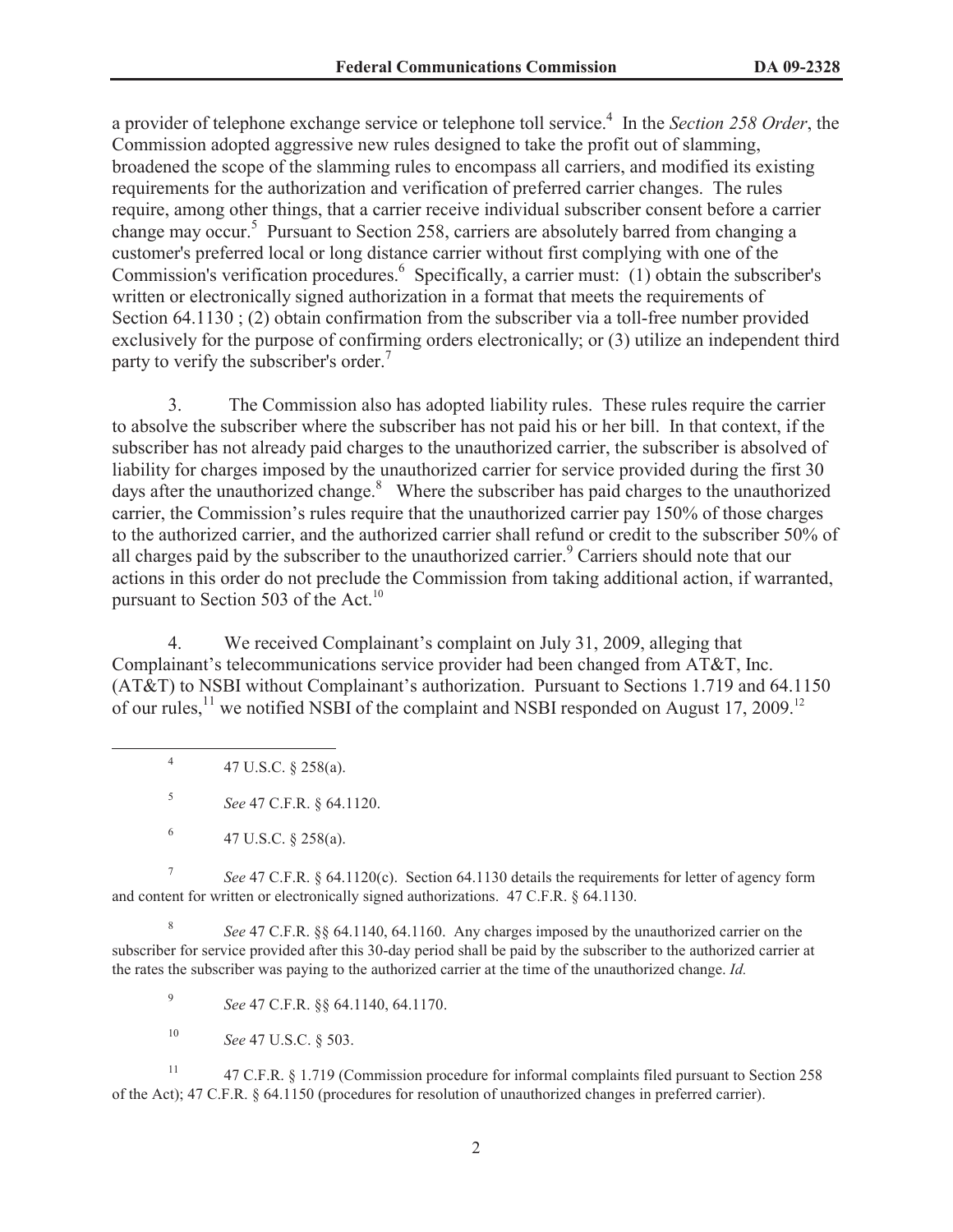a provider of telephone exchange service or telephone toll service.[4] In the *Section 258 Order*, the Commission adopted aggressive new rules designed to take the profit out of slamming, broadened the scope of the slamming rules to encompass all carriers, and modified its existing requirements for the authorization and verification of preferred carrier changes. The rules require, among other things, that a carrier receive individual subscriber consent before a carrier change may occur.[5] Pursuant to Section 258, carriers are absolutely barred from changing a customer's preferred local or long distance carrier without first complying with one of the Commission's verification procedures.[6] Specifically, a carrier must: (1) obtain the subscriber's written or electronically signed authorization in a format that meets the requirements of Section 64.1130 ; (2) obtain confirmation from the subscriber via a toll-free number provided exclusively for the purpose of confirming orders electronically; or (3) utilize an independent third party to verify the subscriber's order.[7]

3. The Commission also has adopted liability rules. These rules require the carrier to absolve the subscriber where the subscriber has not paid his or her bill. In that context, if the subscriber has not already paid charges to the unauthorized carrier, the subscriber is absolved of liability for charges imposed by the unauthorized carrier for service provided during the first 30 days after the unauthorized change.[8] Where the subscriber has paid charges to the unauthorized carrier, the Commission's rules require that the unauthorized carrier pay 150% of those charges to the authorized carrier, and the authorized carrier shall refund or credit to the subscriber 50% of all charges paid by the subscriber to the unauthorized carrier.[9] Carriers should note that our actions in this order do not preclude the Commission from taking additional action, if warranted, pursuant to Section 503 of the Act.[10]

4. We received Complainant's complaint on July 31, 2009, alleging that Complainant's telecommunications service provider had been changed from AT&T, Inc. (AT&T) to NSBI without Complainant's authorization. Pursuant to Sections 1.719 and 64.1150 of our rules,[11] we notified NSBI of the complaint and NSBI responded on August 17, 2009.[12]

---

[4] 47 U.S.C. § 258(a).

[5] *See* 47 C.F.R. § 64.1120.

[6] 47 U.S.C. § 258(a).

[7] *See* 47 C.F.R. § 64.1120(c). Section 64.1130 details the requirements for letter of agency form and content for written or electronically signed authorizations. 47 C.F.R. § 64.1130.

[8] *See* 47 C.F.R. §§ 64.1140, 64.1160. Any charges imposed by the unauthorized carrier on the subscriber for service provided after this 30-day period shall be paid by the subscriber to the authorized carrier at the rates the subscriber was paying to the authorized carrier at the time of the unauthorized change. *Id.*

[9] *See* 47 C.F.R. §§ 64.1140, 64.1170.

[10] *See* 47 U.S.C. § 503.

[11] 47 C.F.R. § 1.719 (Commission procedure for informal complaints filed pursuant to Section 258 of the Act); 47 C.F.R. § 64.1150 (procedures for resolution of unauthorized changes in preferred carrier).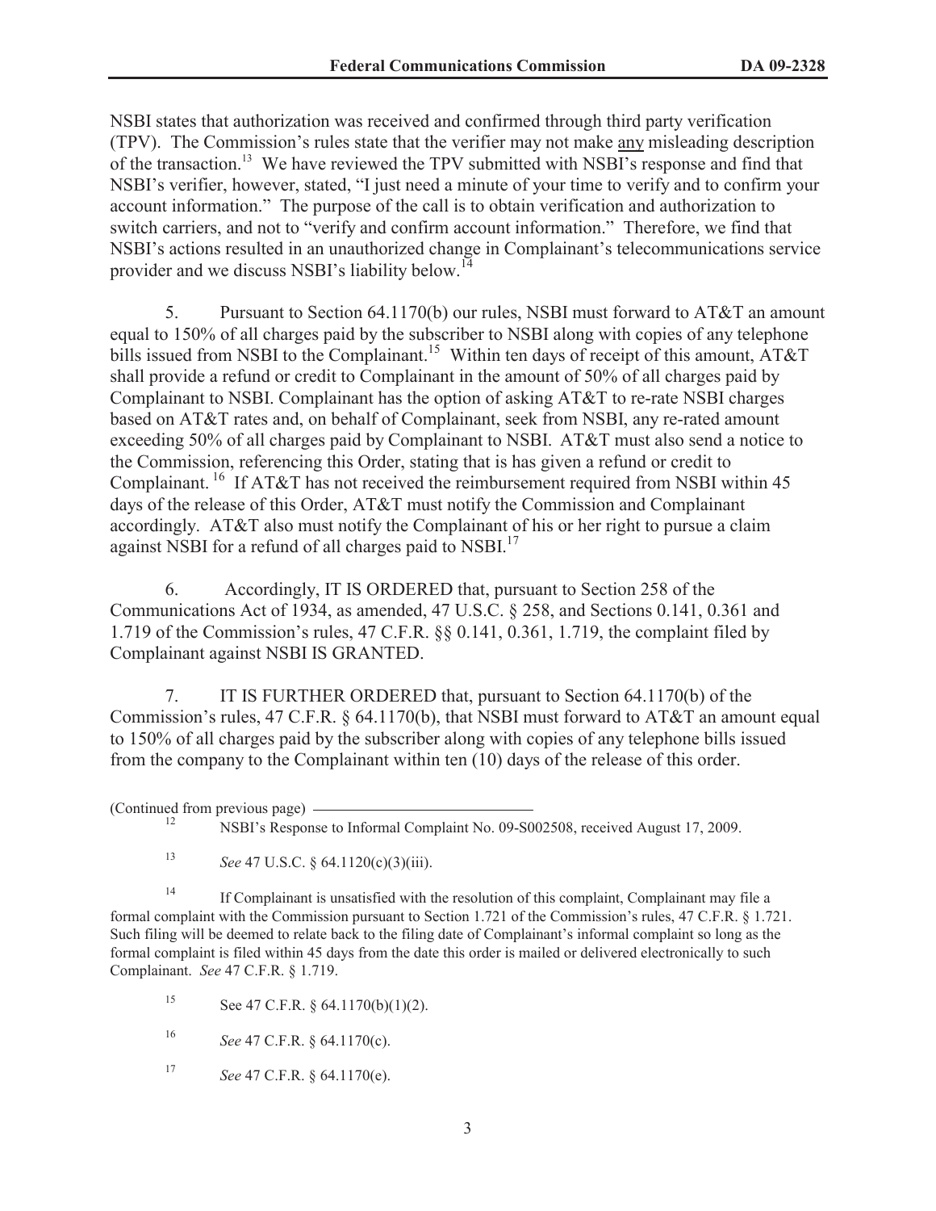NSBI states that authorization was received and confirmed through third party verification (TPV). The Commission's rules state that the verifier may not make any misleading description of the transaction.[13] We have reviewed the TPV submitted with NSBI's response and find that NSBI's verifier, however, stated, "I just need a minute of your time to verify and to confirm your account information." The purpose of the call is to obtain verification and authorization to switch carriers, and not to "verify and confirm account information." Therefore, we find that NSBI's actions resulted in an unauthorized change in Complainant's telecommunications service provider and we discuss NSBI's liability below.[14]

5. Pursuant to Section 64.1170(b) our rules, NSBI must forward to AT&T an amount equal to 150% of all charges paid by the subscriber to NSBI along with copies of any telephone bills issued from NSBI to the Complainant.[15] Within ten days of receipt of this amount, AT&T shall provide a refund or credit to Complainant in the amount of 50% of all charges paid by Complainant to NSBI. Complainant has the option of asking AT&T to re-rate NSBI charges based on AT&T rates and, on behalf of Complainant, seek from NSBI, any re-rated amount exceeding 50% of all charges paid by Complainant to NSBI. AT&T must also send a notice to the Commission, referencing this Order, stating that is has given a refund or credit to Complainant.[16] If AT&T has not received the reimbursement required from NSBI within 45 days of the release of this Order, AT&T must notify the Commission and Complainant accordingly. AT&T also must notify the Complainant of his or her right to pursue a claim against NSBI for a refund of all charges paid to NSBI.[17]

6. Accordingly, IT IS ORDERED that, pursuant to Section 258 of the Communications Act of 1934, as amended, 47 U.S.C. § 258, and Sections 0.141, 0.361 and 1.719 of the Commission's rules, 47 C.F.R. §§ 0.141, 0.361, 1.719, the complaint filed by Complainant against NSBI IS GRANTED.

7. IT IS FURTHER ORDERED that, pursuant to Section 64.1170(b) of the Commission's rules, 47 C.F.R. § 64.1170(b), that NSBI must forward to AT&T an amount equal to 150% of all charges paid by the subscriber along with copies of any telephone bills issued from the company to the Complainant within ten (10) days of the release of this order.

(Continued from previous page)

[12] NSBI's Response to Informal Complaint No. 09-S002508, received August 17, 2009.

[13] *See* 47 U.S.C. § 64.1120(c)(3)(iii).

[14] If Complainant is unsatisfied with the resolution of this complaint, Complainant may file a formal complaint with the Commission pursuant to Section 1.721 of the Commission's rules, 47 C.F.R. § 1.721. Such filing will be deemed to relate back to the filing date of Complainant's informal complaint so long as the formal complaint is filed within 45 days from the date this order is mailed or delivered electronically to such Complainant. *See* 47 C.F.R. § 1.719.

[15] See 47 C.F.R. § 64.1170(b)(1)(2).

[16] *See* 47 C.F.R. § 64.1170(c).

[17] *See* 47 C.F.R. § 64.1170(e).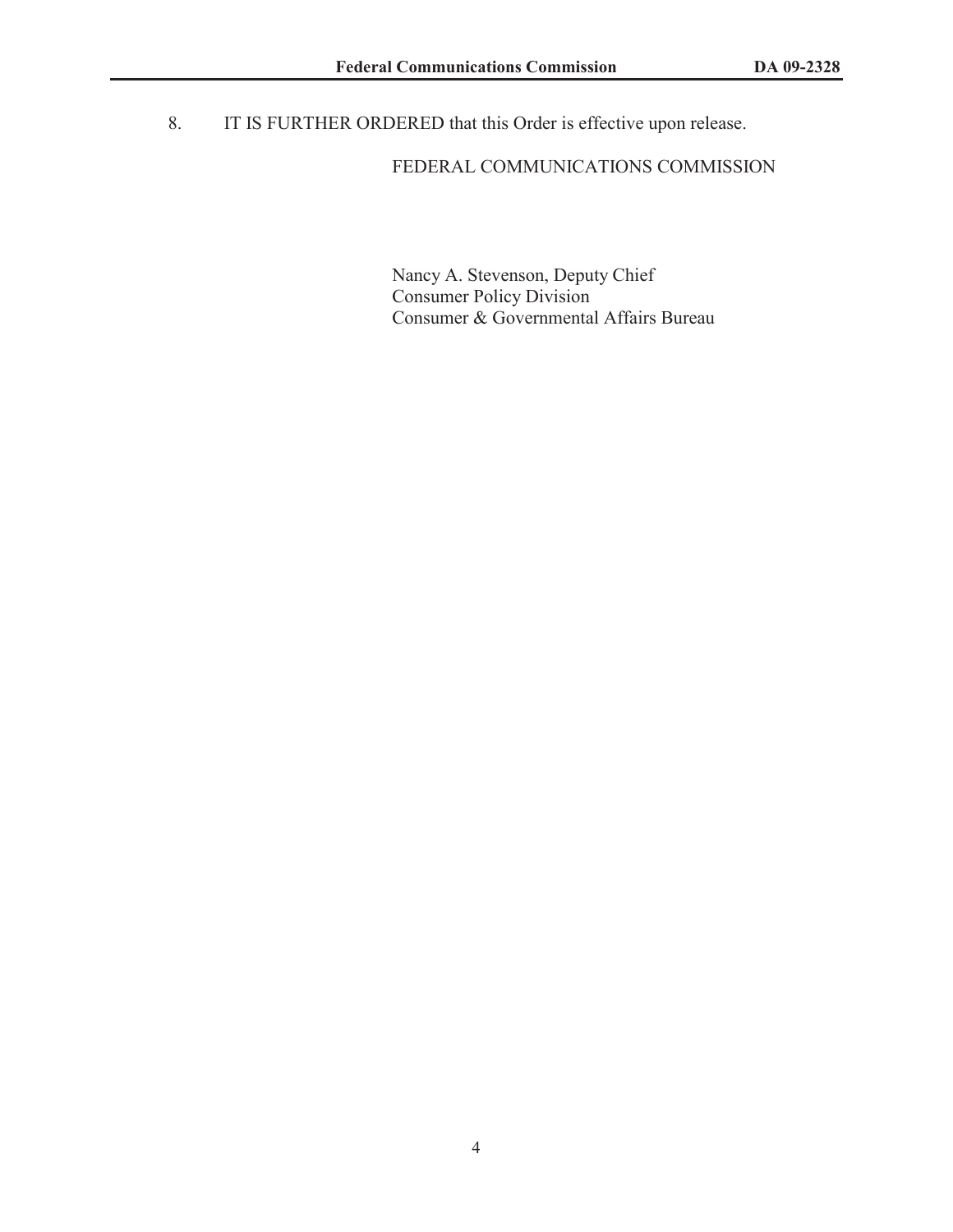8. IT IS FURTHER ORDERED that this Order is effective upon release.

FEDERAL COMMUNICATIONS COMMISSION

Nancy A. Stevenson, Deputy Chief
Consumer Policy Division
Consumer & Governmental Affairs Bureau